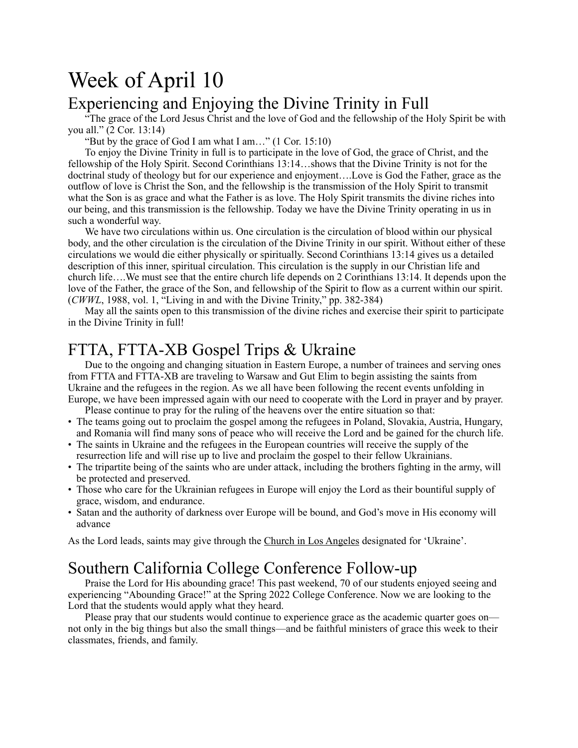# Week of April 10

## Experiencing and Enjoying the Divine Trinity in Full

"The grace of the Lord Jesus Christ and the love of God and the fellowship of the Holy Spirit be with you all." (2 Cor. 13:14)

"But by the grace of God I am what I am…" (1 Cor. 15:10)

To enjoy the Divine Trinity in full is to participate in the love of God, the grace of Christ, and the fellowship of the Holy Spirit. Second Corinthians 13:14…shows that the Divine Trinity is not for the doctrinal study of theology but for our experience and enjoyment….Love is God the Father, grace as the outflow of love is Christ the Son, and the fellowship is the transmission of the Holy Spirit to transmit what the Son is as grace and what the Father is as love. The Holy Spirit transmits the divine riches into our being, and this transmission is the fellowship. Today we have the Divine Trinity operating in us in such a wonderful way.

We have two circulations within us. One circulation is the circulation of blood within our physical body, and the other circulation is the circulation of the Divine Trinity in our spirit. Without either of these circulations we would die either physically or spiritually. Second Corinthians 13:14 gives us a detailed description of this inner, spiritual circulation. This circulation is the supply in our Christian life and church life….We must see that the entire church life depends on 2 Corinthians 13:14. It depends upon the love of the Father, the grace of the Son, and fellowship of the Spirit to flow as a current within our spirit. (*CWWL*, 1988, vol. 1, "Living in and with the Divine Trinity," pp. 382-384)

May all the saints open to this transmission of the divine riches and exercise their spirit to participate in the Divine Trinity in full!

## FTTA, FTTA-XB Gospel Trips & Ukraine

Due to the ongoing and changing situation in Eastern Europe, a number of trainees and serving ones from FTTA and FTTA-XB are traveling to Warsaw and Gut Elim to begin assisting the saints from Ukraine and the refugees in the region. As we all have been following the recent events unfolding in Europe, we have been impressed again with our need to cooperate with the Lord in prayer and by prayer.

Please continue to pray for the ruling of the heavens over the entire situation so that:

- The teams going out to proclaim the gospel among the refugees in Poland, Slovakia, Austria, Hungary, and Romania will find many sons of peace who will receive the Lord and be gained for the church life.
- The saints in Ukraine and the refugees in the European countries will receive the supply of the resurrection life and will rise up to live and proclaim the gospel to their fellow Ukrainians.
- The tripartite being of the saints who are under attack, including the brothers fighting in the army, will be protected and preserved.
- Those who care for the Ukrainian refugees in Europe will enjoy the Lord as their bountiful supply of grace, wisdom, and endurance.
- Satan and the authority of darkness over Europe will be bound, and God's move in His economy will advance

As the Lord leads, saints may give through the Church in Los Angeles designated for 'Ukraine'.

## Southern California College Conference Follow-up

Praise the Lord for His abounding grace! This past weekend, 70 of our students enjoyed seeing and experiencing "Abounding Grace!" at the Spring 2022 College Conference. Now we are looking to the Lord that the students would apply what they heard.

Please pray that our students would continue to experience grace as the academic quarter goes on—not only in the big things but also the small things—and be faithful ministers of grace this week to their classmates, friends, and family.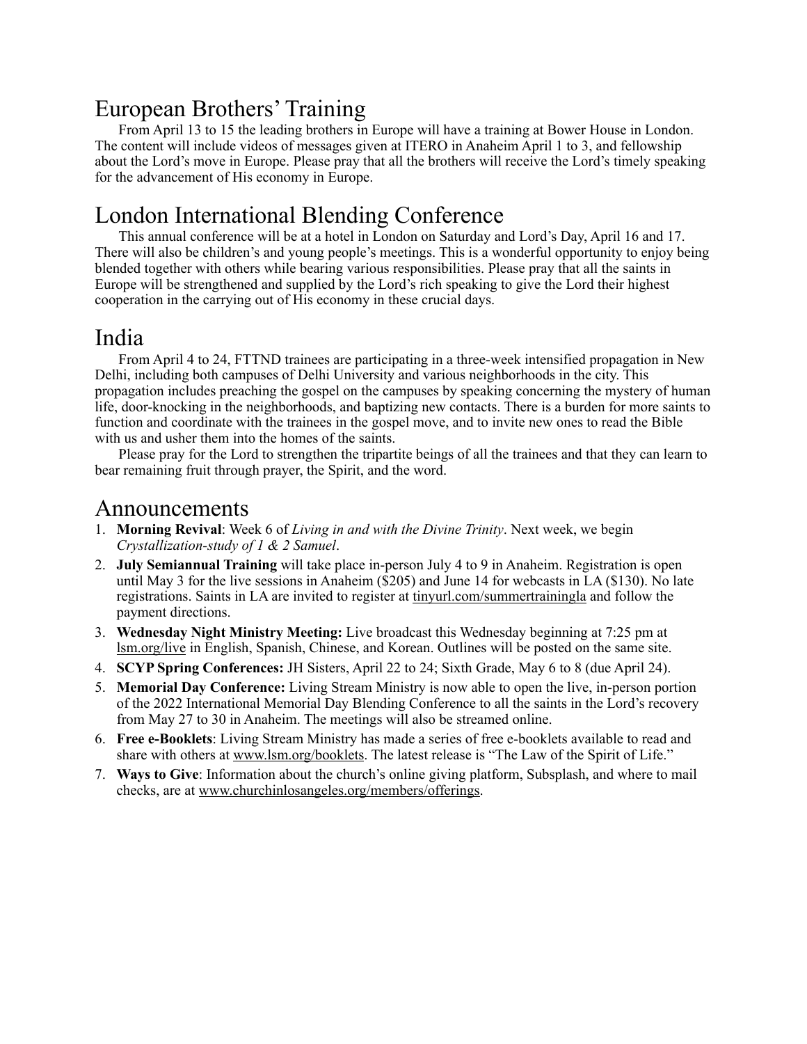## European Brothers' Training

From April 13 to 15 the leading brothers in Europe will have a training at Bower House in London. The content will include videos of messages given at ITERO in Anaheim April 1 to 3, and fellowship about the Lord's move in Europe. Please pray that all the brothers will receive the Lord's timely speaking for the advancement of His economy in Europe.

## London International Blending Conference

This annual conference will be at a hotel in London on Saturday and Lord's Day, April 16 and 17. There will also be children's and young people's meetings. This is a wonderful opportunity to enjoy being blended together with others while bearing various responsibilities. Please pray that all the saints in Europe will be strengthened and supplied by the Lord's rich speaking to give the Lord their highest cooperation in the carrying out of His economy in these crucial days.

## India

From April 4 to 24, FTTND trainees are participating in a three-week intensified propagation in New Delhi, including both campuses of Delhi University and various neighborhoods in the city. This propagation includes preaching the gospel on the campuses by speaking concerning the mystery of human life, door-knocking in the neighborhoods, and baptizing new contacts. There is a burden for more saints to function and coordinate with the trainees in the gospel move, and to invite new ones to read the Bible with us and usher them into the homes of the saints.

Please pray for the Lord to strengthen the tripartite beings of all the trainees and that they can learn to bear remaining fruit through prayer, the Spirit, and the word.

## Announcements

1. **Morning Revival**: Week 6 of *Living in and with the Divine Trinity*. Next week, we begin *Crystallization-study of 1 & 2 Samuel*.
2. **July Semiannual Training** will take place in-person July 4 to 9 in Anaheim. Registration is open until May 3 for the live sessions in Anaheim ($205) and June 14 for webcasts in LA ($130). No late registrations. Saints in LA are invited to register at tinyurl.com/summertrainingla and follow the payment directions.
3. **Wednesday Night Ministry Meeting:** Live broadcast this Wednesday beginning at 7:25 pm at lsm.org/live in English, Spanish, Chinese, and Korean. Outlines will be posted on the same site.
4. **SCYP Spring Conferences:** JH Sisters, April 22 to 24; Sixth Grade, May 6 to 8 (due April 24).
5. **Memorial Day Conference:** Living Stream Ministry is now able to open the live, in-person portion of the 2022 International Memorial Day Blending Conference to all the saints in the Lord's recovery from May 27 to 30 in Anaheim. The meetings will also be streamed online.
6. **Free e-Booklets**: Living Stream Ministry has made a series of free e-booklets available to read and share with others at www.lsm.org/booklets. The latest release is "The Law of the Spirit of Life."
7. **Ways to Give**: Information about the church's online giving platform, Subsplash, and where to mail checks, are at www.churchinlosangeles.org/members/offerings.